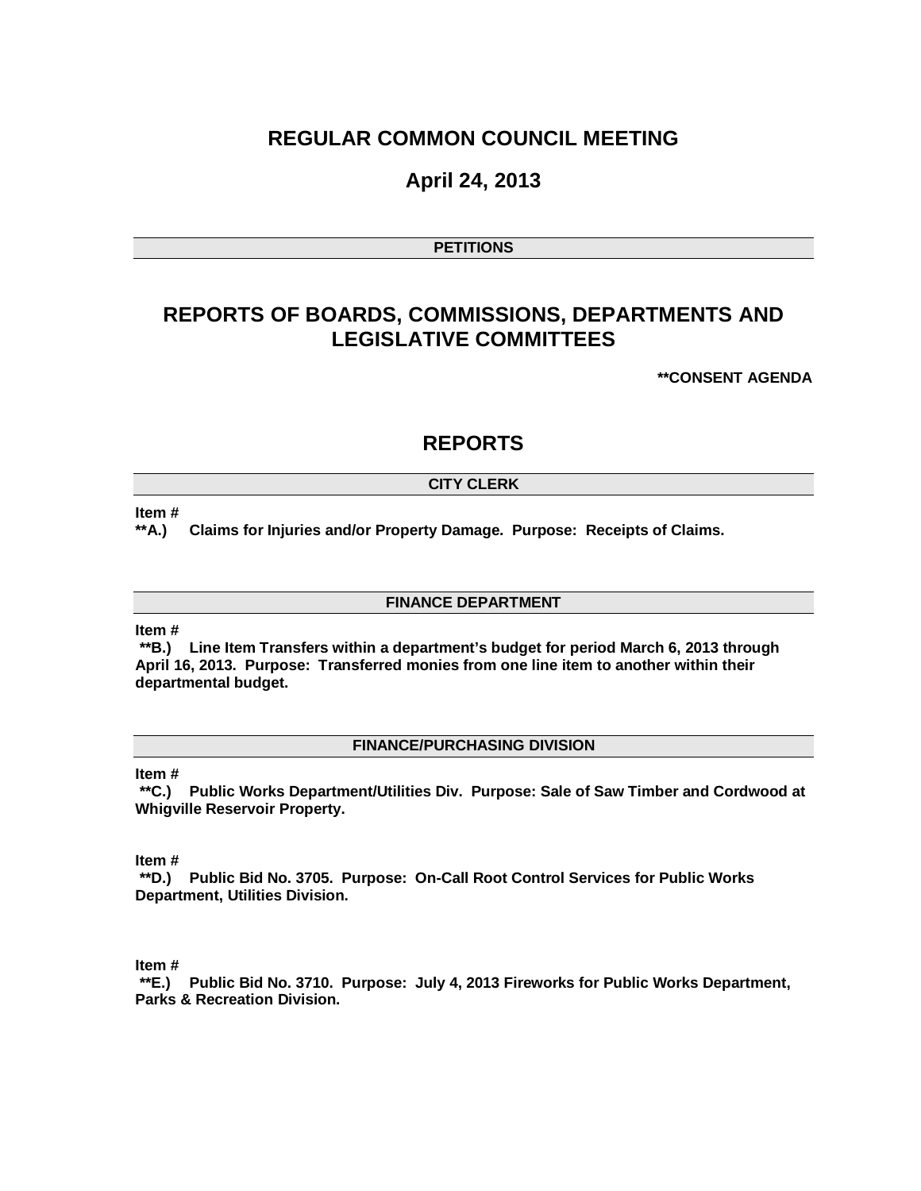# REGULAR COMMON COUNCIL MEETING

## April 24, 2013

### PETITIONS

## REPORTS OF BOARDS, COMMISSIONS, DEPARTMENTS AND LEGISLATIVE COMMITTEES

**\*\*CONSENT AGENDA**

## REPORTS

### CITY CLERK

**Item #**
**\*\*A.) Claims for Injuries and/or Property Damage. Purpose: Receipts of Claims.**

### FINANCE DEPARTMENT

**Item #**
**\*\*B.) Line Item Transfers within a department's budget for period March 6, 2013 through April 16, 2013. Purpose: Transferred monies from one line item to another within their departmental budget.**

### FINANCE/PURCHASING DIVISION

**Item #**
**\*\*C.) Public Works Department/Utilities Div. Purpose: Sale of Saw Timber and Cordwood at Whigville Reservoir Property.**

**Item #**
**\*\*D.) Public Bid No. 3705. Purpose: On-Call Root Control Services for Public Works Department, Utilities Division.**

**Item #**
**\*\*E.) Public Bid No. 3710. Purpose: July 4, 2013 Fireworks for Public Works Department, Parks & Recreation Division.**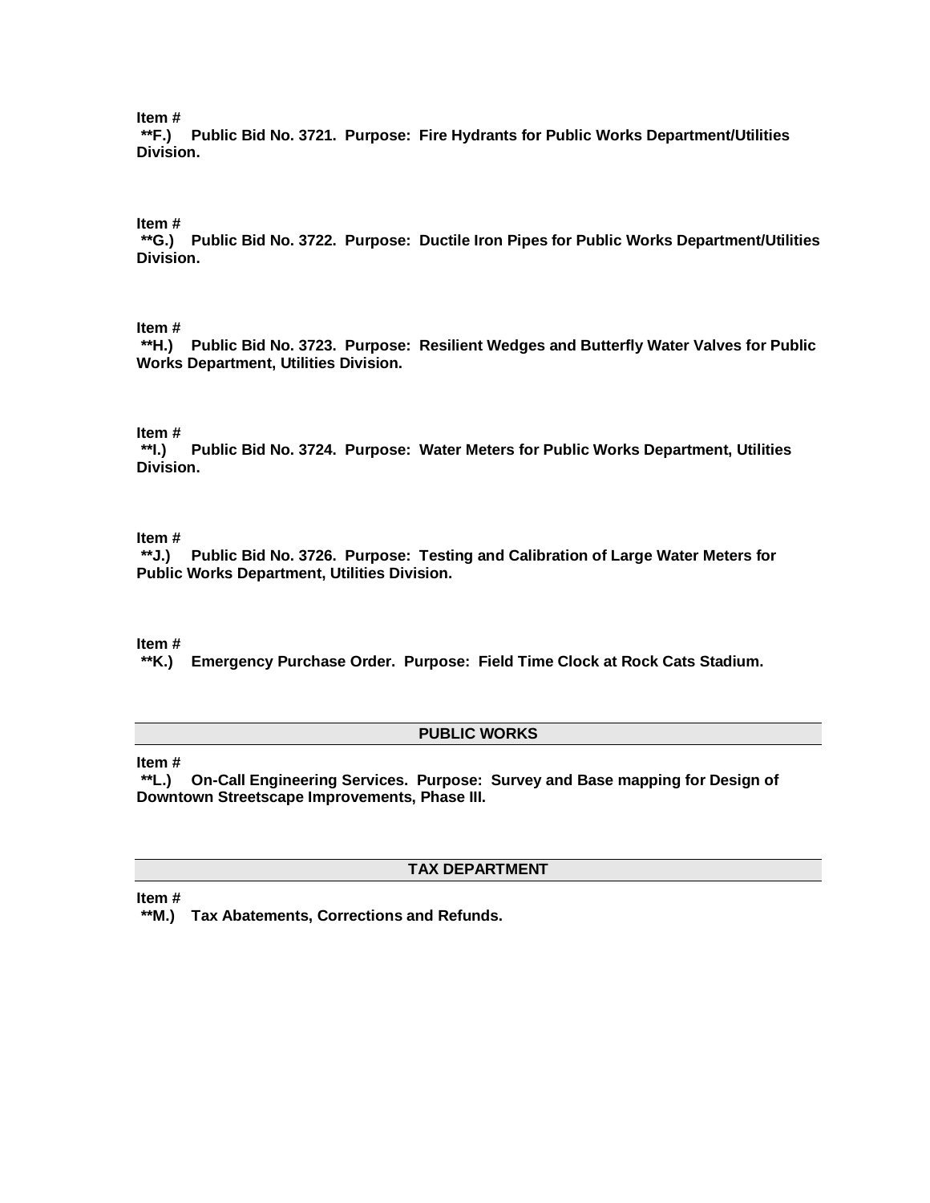**Item #**

**\*\*F.) Public Bid No. 3721. Purpose: Fire Hydrants for Public Works Department/Utilities Division.**

**Item #**

**\*\*G.) Public Bid No. 3722. Purpose: Ductile Iron Pipes for Public Works Department/Utilities Division.**

**Item #**

**\*\*H.) Public Bid No. 3723. Purpose: Resilient Wedges and Butterfly Water Valves for Public Works Department, Utilities Division.**

**Item #**

**\*\*I.) Public Bid No. 3724. Purpose: Water Meters for Public Works Department, Utilities Division.**

**Item #**

**\*\*J.) Public Bid No. 3726. Purpose: Testing and Calibration of Large Water Meters for Public Works Department, Utilities Division.**

**Item #**

**\*\*K.) Emergency Purchase Order. Purpose: Field Time Clock at Rock Cats Stadium.**

## PUBLIC WORKS

**Item #**

**\*\*L.) On-Call Engineering Services. Purpose: Survey and Base mapping for Design of Downtown Streetscape Improvements, Phase III.**

## TAX DEPARTMENT

**Item #**

**\*\*M.) Tax Abatements, Corrections and Refunds.**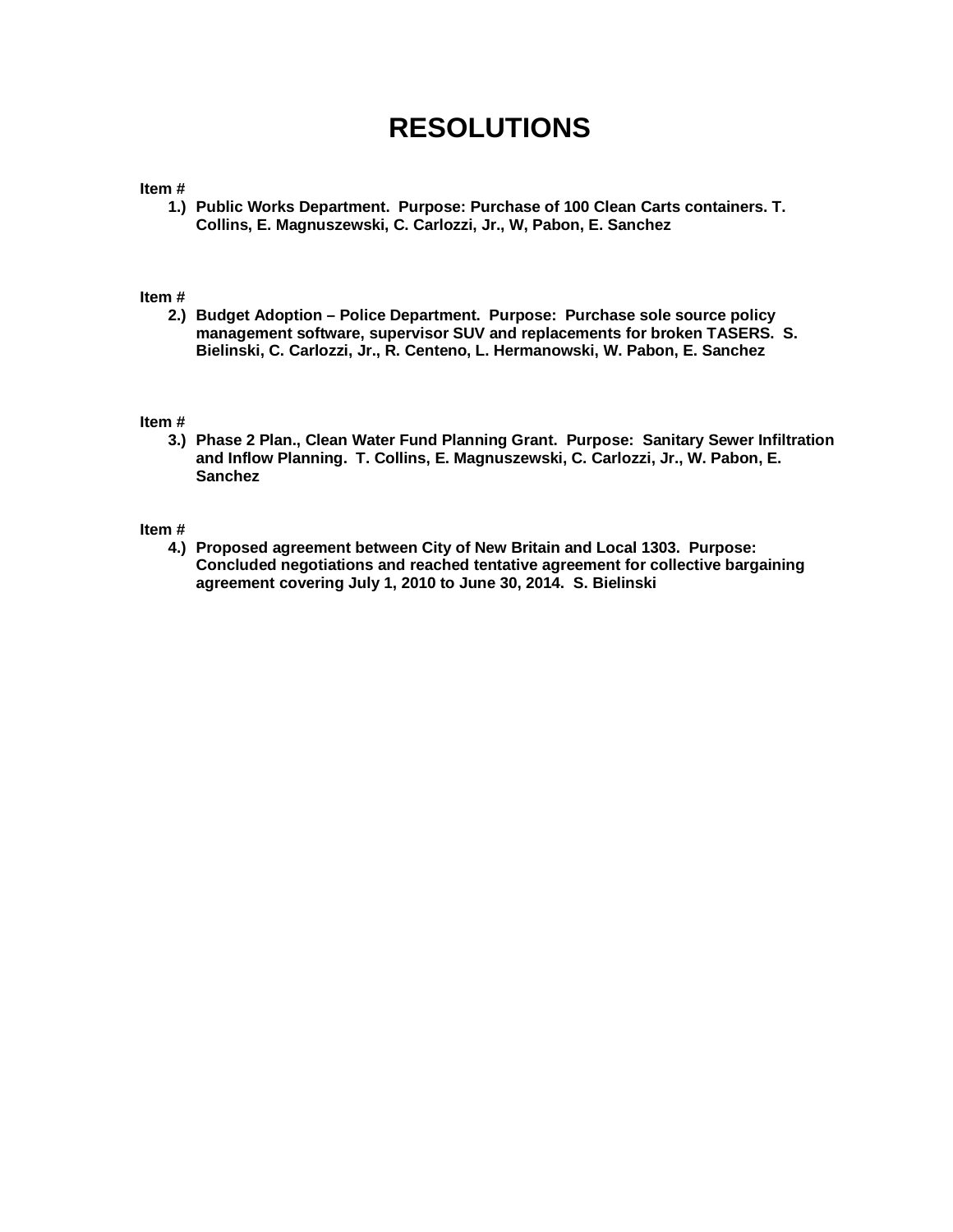# RESOLUTIONS

**Item #**

**1.) Public Works Department. Purpose: Purchase of 100 Clean Carts containers. T. Collins, E. Magnuszewski, C. Carlozzi, Jr., W, Pabon, E. Sanchez**

**Item #**

**2.) Budget Adoption – Police Department. Purpose: Purchase sole source policy management software, supervisor SUV and replacements for broken TASERS. S. Bielinski, C. Carlozzi, Jr., R. Centeno, L. Hermanowski, W. Pabon, E. Sanchez**

**Item #**

**3.) Phase 2 Plan., Clean Water Fund Planning Grant. Purpose: Sanitary Sewer Infiltration and Inflow Planning. T. Collins, E. Magnuszewski, C. Carlozzi, Jr., W. Pabon, E. Sanchez**

**Item #**

**4.) Proposed agreement between City of New Britain and Local 1303. Purpose: Concluded negotiations and reached tentative agreement for collective bargaining agreement covering July 1, 2010 to June 30, 2014. S. Bielinski**